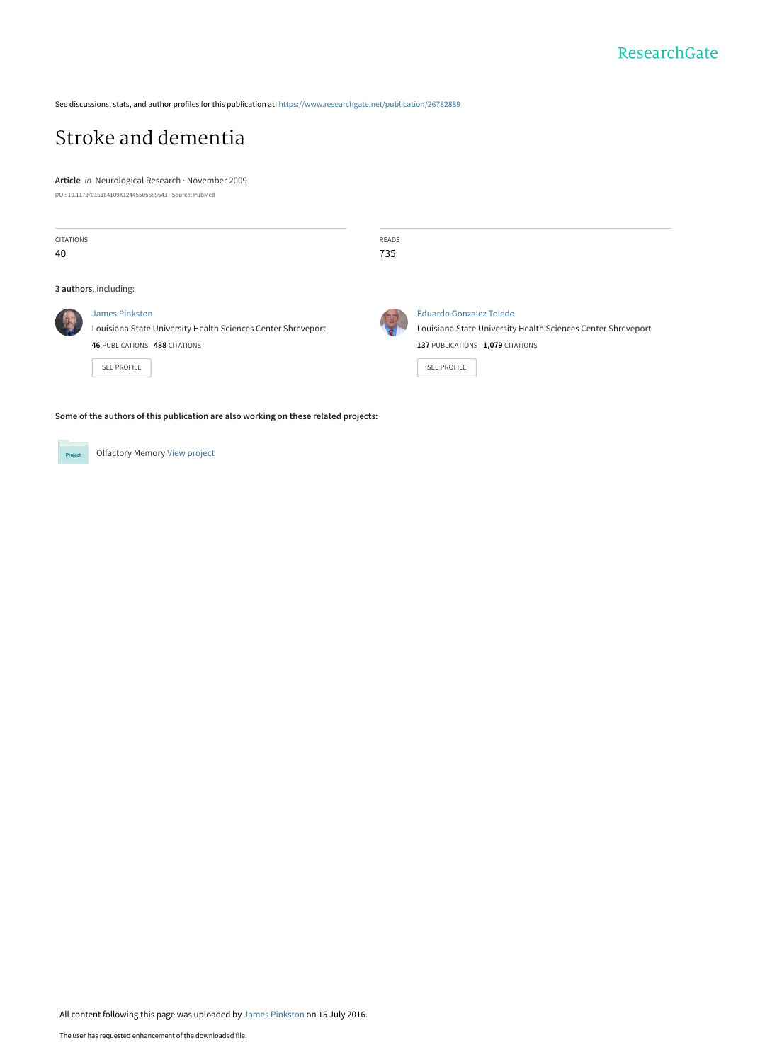ResearchGate

See discussions, stats, and author profiles for this publication at: https://www.researchgate.net/publication/26782889

# Stroke and dementia

**Article** *in* Neurological Research · November 2009

DOI: 10.1179/016164109X12445505689643 · Source: PubMed

| CITATIONS | READS |
| --- | --- |
| 40 | 735 |

**3 authors**, including:

James Pinkston
Louisiana State University Health Sciences Center Shreveport
**46** PUBLICATIONS **488** CITATIONS
SEE PROFILE

Eduardo Gonzalez Toledo
Louisiana State University Health Sciences Center Shreveport
**137** PUBLICATIONS **1,079** CITATIONS
SEE PROFILE

**Some of the authors of this publication are also working on these related projects:**

Project: Olfactory Memory View project

All content following this page was uploaded by James Pinkston on 15 July 2016.

The user has requested enhancement of the downloaded file.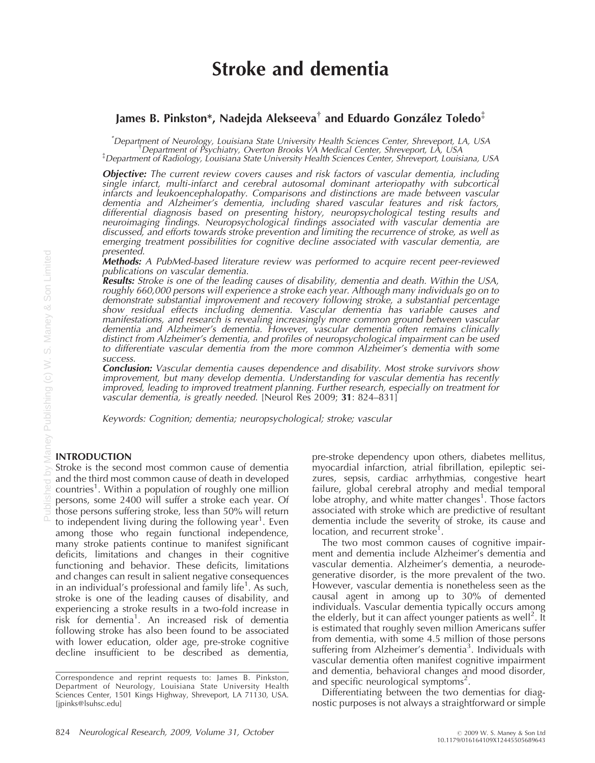# Stroke and dementia

**James B. Pinkston*, Nadejda Alekseeva† and Eduardo González Toledo‡**

*Department of Neurology, Louisiana State University Health Sciences Center, Shreveport, LA, USA
†Department of Psychiatry, Overton Brooks VA Medical Center, Shreveport, LA, USA
‡Department of Radiology, Louisiana State University Health Sciences Center, Shreveport, Louisiana, USA

***Objective:*** *The current review covers causes and risk factors of vascular dementia, including single infarct, multi-infarct and cerebral autosomal dominant arteriopathy with subcortical infarcts and leukoencephalopathy. Comparisons and distinctions are made between vascular dementia and Alzheimer's dementia, including shared vascular features and risk factors, differential diagnosis based on presenting history, neuropsychological testing results and neuroimaging findings. Neuropsychological findings associated with vascular dementia are discussed, and efforts towards stroke prevention and limiting the recurrence of stroke, as well as emerging treatment possibilities for cognitive decline associated with vascular dementia, are presented.*

***Methods:*** *A PubMed-based literature review was performed to acquire recent peer-reviewed publications on vascular dementia.*

***Results:*** *Stroke is one of the leading causes of disability, dementia and death. Within the USA, roughly 660,000 persons will experience a stroke each year. Although many individuals go on to demonstrate substantial improvement and recovery following stroke, a substantial percentage show residual effects including dementia. Vascular dementia has variable causes and manifestations, and research is revealing increasingly more common ground between vascular dementia and Alzheimer's dementia. However, vascular dementia often remains clinically distinct from Alzheimer's dementia, and profiles of neuropsychological impairment can be used to differentiate vascular dementia from the more common Alzheimer's dementia with some success.*

***Conclusion:*** *Vascular dementia causes dependence and disability. Most stroke survivors show improvement, but many develop dementia. Understanding for vascular dementia has recently improved, leading to improved treatment planning. Further research, especially on treatment for vascular dementia, is greatly needed.* [Neurol Res 2009; **31**: 824–831]

*Keywords: Cognition; dementia; neuropsychological; stroke; vascular*

## INTRODUCTION

Stroke is the second most common cause of dementia and the third most common cause of death in developed countries[1]. Within a population of roughly one million persons, some 2400 will suffer a stroke each year. Of those persons suffering stroke, less than 50% will return to independent living during the following year[1]. Even among those who regain functional independence, many stroke patients continue to manifest significant deficits, limitations and changes in their cognitive functioning and behavior. These deficits, limitations and changes can result in salient negative consequences in an individual's professional and family life[1]. As such, stroke is one of the leading causes of disability, and experiencing a stroke results in a two-fold increase in risk for dementia[1]. An increased risk of dementia following stroke has also been found to be associated with lower education, older age, pre-stroke cognitive decline insufficient to be described as dementia, pre-stroke dependency upon others, diabetes mellitus, myocardial infarction, atrial fibrillation, epileptic seizures, sepsis, cardiac arrhythmias, congestive heart failure, global cerebral atrophy and medial temporal lobe atrophy, and white matter changes[1]. Those factors associated with stroke which are predictive of resultant dementia include the severity of stroke, its cause and location, and recurrent stroke[1].

The two most common causes of cognitive impairment and dementia include Alzheimer's dementia and vascular dementia. Alzheimer's dementia, a neurodegenerative disorder, is the more prevalent of the two. However, vascular dementia is nonetheless seen as the causal agent in among up to 30% of demented individuals. Vascular dementia typically occurs among the elderly, but it can affect younger patients as well[2]. It is estimated that roughly seven million Americans suffer from dementia, with some 4.5 million of those persons suffering from Alzheimer's dementia[3]. Individuals with vascular dementia often manifest cognitive impairment and dementia, behavioral changes and mood disorder, and specific neurological symptoms[2].

Differentiating between the two dementias for diagnostic purposes is not always a straightforward or simple

Correspondence and reprint requests to: James B. Pinkston, Department of Neurology, Louisiana State University Health Sciences Center, 1501 Kings Highway, Shreveport, LA 71130, USA. [jpinks@lsuhsc.edu]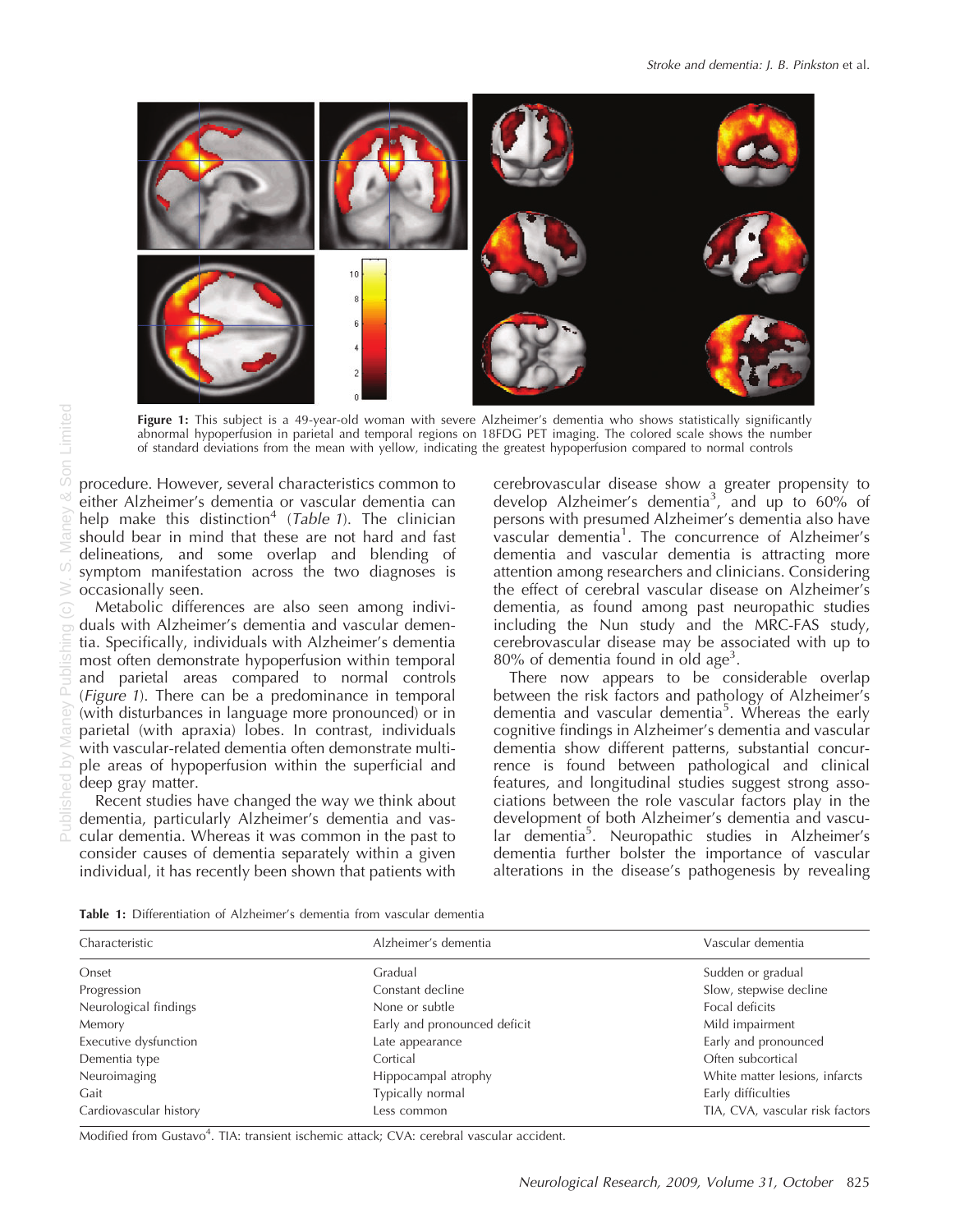**Figure 1:** This subject is a 49-year-old woman with severe Alzheimer's dementia who shows statistically significantly abnormal hypoperfusion in parietal and temporal regions on 18FDG PET imaging. The colored scale shows the number of standard deviations from the mean with yellow, indicating the greatest hypoperfusion compared to normal controls

procedure. However, several characteristics common to either Alzheimer's dementia or vascular dementia can help make this distinction[4] (*Table 1*). The clinician should bear in mind that these are not hard and fast delineations, and some overlap and blending of symptom manifestation across the two diagnoses is occasionally seen.

Metabolic differences are also seen among individuals with Alzheimer's dementia and vascular dementia. Specifically, individuals with Alzheimer's dementia most often demonstrate hypoperfusion within temporal and parietal areas compared to normal controls (*Figure 1*). There can be a predominance in temporal (with disturbances in language more pronounced) or in parietal (with apraxia) lobes. In contrast, individuals with vascular-related dementia often demonstrate multiple areas of hypoperfusion within the superficial and deep gray matter.

Recent studies have changed the way we think about dementia, particularly Alzheimer's dementia and vascular dementia. Whereas it was common in the past to consider causes of dementia separately within a given individual, it has recently been shown that patients with cerebrovascular disease show a greater propensity to develop Alzheimer's dementia[3], and up to 60% of persons with presumed Alzheimer's dementia also have vascular dementia[1]. The concurrence of Alzheimer's dementia and vascular dementia is attracting more attention among researchers and clinicians. Considering the effect of cerebral vascular disease on Alzheimer's dementia, as found among past neuropathic studies including the Nun study and the MRC-FAS study, cerebrovascular disease may be associated with up to 80% of dementia found in old age[3].

There now appears to be considerable overlap between the risk factors and pathology of Alzheimer's dementia and vascular dementia[5]. Whereas the early cognitive findings in Alzheimer's dementia and vascular dementia show different patterns, substantial concurrence is found between pathological and clinical features, and longitudinal studies suggest strong associations between the role vascular factors play in the development of both Alzheimer's dementia and vascular dementia[5]. Neuropathic studies in Alzheimer's dementia further bolster the importance of vascular alterations in the disease's pathogenesis by revealing

**Table 1:** Differentiation of Alzheimer's dementia from vascular dementia

| Characteristic | Alzheimer's dementia | Vascular dementia |
|---|---|---|
| Onset | Gradual | Sudden or gradual |
| Progression | Constant decline | Slow, stepwise decline |
| Neurological findings | None or subtle | Focal deficits |
| Memory | Early and pronounced deficit | Mild impairment |
| Executive dysfunction | Late appearance | Early and pronounced |
| Dementia type | Cortical | Often subcortical |
| Neuroimaging | Hippocampal atrophy | White matter lesions, infarcts |
| Gait | Typically normal | Early difficulties |
| Cardiovascular history | Less common | TIA, CVA, vascular risk factors |

Modified from Gustavo[4]. TIA: transient ischemic attack; CVA: cerebral vascular accident.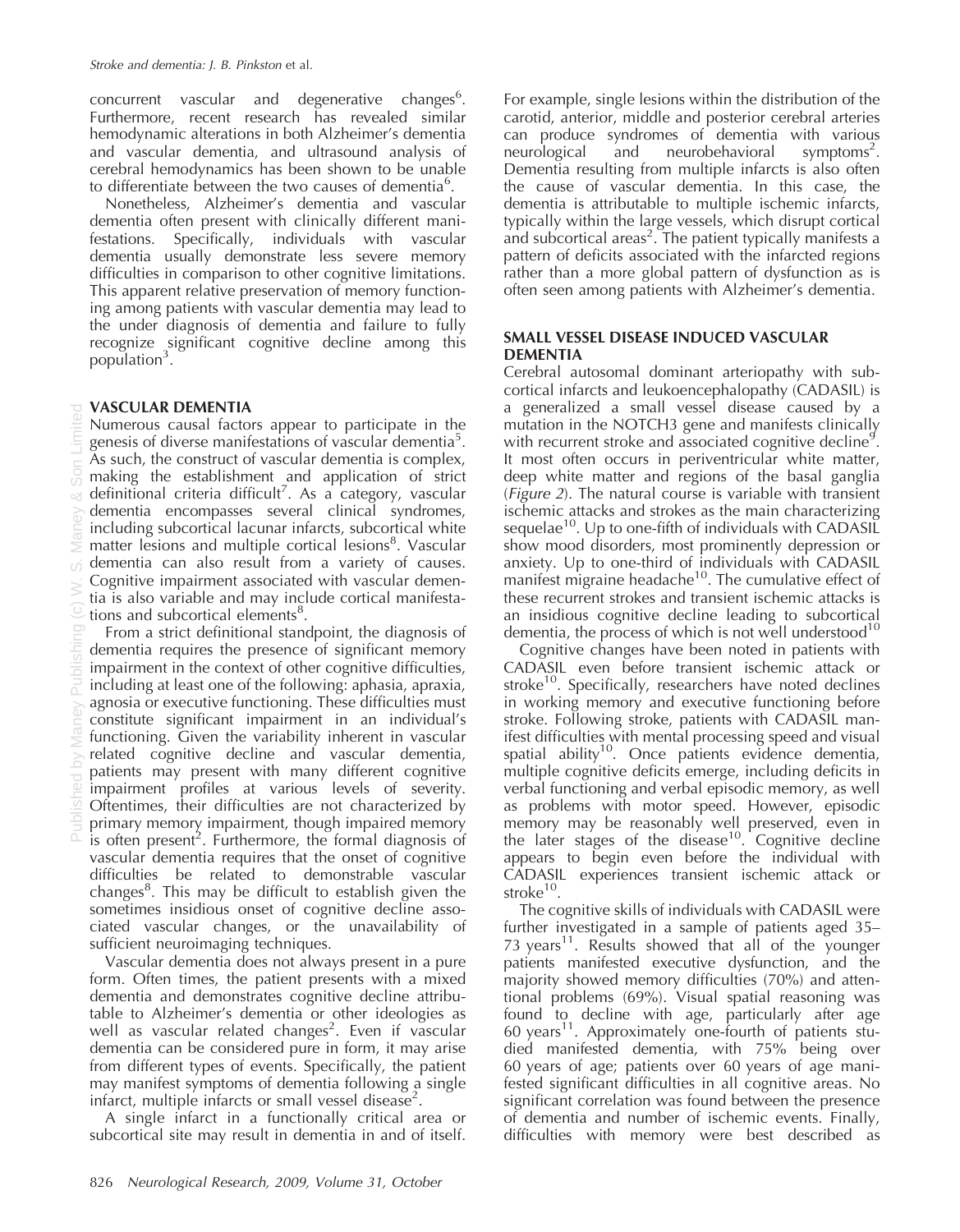concurrent vascular and degenerative changes[6]. Furthermore, recent research has revealed similar hemodynamic alterations in both Alzheimer's dementia and vascular dementia, and ultrasound analysis of cerebral hemodynamics has been shown to be unable to differentiate between the two causes of dementia[6].

Nonetheless, Alzheimer's dementia and vascular dementia often present with clinically different manifestations. Specifically, individuals with vascular dementia usually demonstrate less severe memory difficulties in comparison to other cognitive limitations. This apparent relative preservation of memory functioning among patients with vascular dementia may lead to the under diagnosis of dementia and failure to fully recognize significant cognitive decline among this population[3].

## VASCULAR DEMENTIA

Numerous causal factors appear to participate in the genesis of diverse manifestations of vascular dementia[5]. As such, the construct of vascular dementia is complex, making the establishment and application of strict definitional criteria difficult[7]. As a category, vascular dementia encompasses several clinical syndromes, including subcortical lacunar infarcts, subcortical white matter lesions and multiple cortical lesions[8]. Vascular dementia can also result from a variety of causes. Cognitive impairment associated with vascular dementia is also variable and may include cortical manifestations and subcortical elements[8].

From a strict definitional standpoint, the diagnosis of dementia requires the presence of significant memory impairment in the context of other cognitive difficulties, including at least one of the following: aphasia, apraxia, agnosia or executive functioning. These difficulties must constitute significant impairment in an individual's functioning. Given the variability inherent in vascular related cognitive decline and vascular dementia, patients may present with many different cognitive impairment profiles at various levels of severity. Oftentimes, their difficulties are not characterized by primary memory impairment, though impaired memory is often present[2]. Furthermore, the formal diagnosis of vascular dementia requires that the onset of cognitive difficulties be related to demonstrable vascular changes[8]. This may be difficult to establish given the sometimes insidious onset of cognitive decline associated vascular changes, or the unavailability of sufficient neuroimaging techniques.

Vascular dementia does not always present in a pure form. Often times, the patient presents with a mixed dementia and demonstrates cognitive decline attributable to Alzheimer's dementia or other ideologies as well as vascular related changes[2]. Even if vascular dementia can be considered pure in form, it may arise from different types of events. Specifically, the patient may manifest symptoms of dementia following a single infarct, multiple infarcts or small vessel disease[2].

A single infarct in a functionally critical area or subcortical site may result in dementia in and of itself. For example, single lesions within the distribution of the carotid, anterior, middle and posterior cerebral arteries can produce syndromes of dementia with various neurological and neurobehavioral symptoms[2]. Dementia resulting from multiple infarcts is also often the cause of vascular dementia. In this case, the dementia is attributable to multiple ischemic infarcts, typically within the large vessels, which disrupt cortical and subcortical areas[2]. The patient typically manifests a pattern of deficits associated with the infarcted regions rather than a more global pattern of dysfunction as is often seen among patients with Alzheimer's dementia.

## SMALL VESSEL DISEASE INDUCED VASCULAR DEMENTIA

Cerebral autosomal dominant arteriopathy with subcortical infarcts and leukoencephalopathy (CADASIL) is a generalized a small vessel disease caused by a mutation in the NOTCH3 gene and manifests clinically with recurrent stroke and associated cognitive decline[9]. It most often occurs in periventricular white matter, deep white matter and regions of the basal ganglia (*Figure 2*). The natural course is variable with transient ischemic attacks and strokes as the main characterizing sequelae[10]. Up to one-fifth of individuals with CADASIL show mood disorders, most prominently depression or anxiety. Up to one-third of individuals with CADASIL manifest migraine headache[10]. The cumulative effect of these recurrent strokes and transient ischemic attacks is an insidious cognitive decline leading to subcortical dementia, the process of which is not well understood[10]

Cognitive changes have been noted in patients with CADASIL even before transient ischemic attack or stroke[10]. Specifically, researchers have noted declines in working memory and executive functioning before stroke. Following stroke, patients with CADASIL manifest difficulties with mental processing speed and visual spatial ability[10]. Once patients evidence dementia, multiple cognitive deficits emerge, including deficits in verbal functioning and verbal episodic memory, as well as problems with motor speed. However, episodic memory may be reasonably well preserved, even in the later stages of the disease[10]. Cognitive decline appears to begin even before the individual with CADASIL experiences transient ischemic attack or stroke[10].

The cognitive skills of individuals with CADASIL were further investigated in a sample of patients aged 35–73 years[11]. Results showed that all of the younger patients manifested executive dysfunction, and the majority showed memory difficulties (70%) and attentional problems (69%). Visual spatial reasoning was found to decline with age, particularly after age 60 years[11]. Approximately one-fourth of patients studied manifested dementia, with 75% being over 60 years of age; patients over 60 years of age manifested significant difficulties in all cognitive areas. No significant correlation was found between the presence of dementia and number of ischemic events. Finally, difficulties with memory were best described as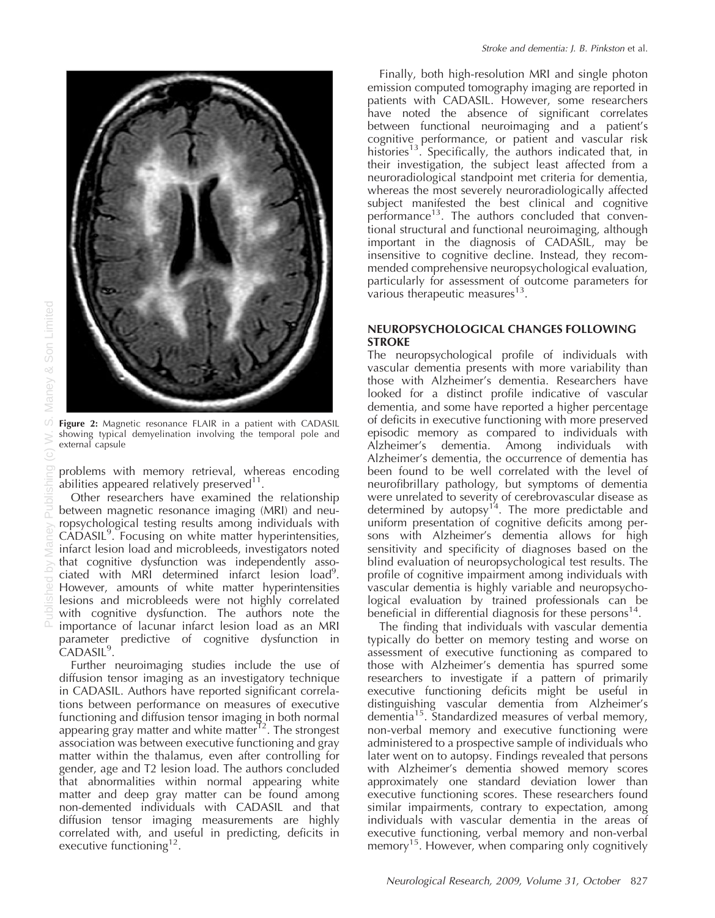**Figure 2:** Magnetic resonance FLAIR in a patient with CADASIL showing typical demyelination involving the temporal pole and external capsule

problems with memory retrieval, whereas encoding abilities appeared relatively preserved[11].

Other researchers have examined the relationship between magnetic resonance imaging (MRI) and neuropsychological testing results among individuals with CADASIL[9]. Focusing on white matter hyperintensities, infarct lesion load and microbleeds, investigators noted that cognitive dysfunction was independently associated with MRI determined infarct lesion load[9]. However, amounts of white matter hyperintensities lesions and microbleeds were not highly correlated with cognitive dysfunction. The authors note the importance of lacunar infarct lesion load as an MRI parameter predictive of cognitive dysfunction in CADASIL[9].

Further neuroimaging studies include the use of diffusion tensor imaging as an investigatory technique in CADASIL. Authors have reported significant correlations between performance on measures of executive functioning and diffusion tensor imaging in both normal appearing gray matter and white matter[12]. The strongest association was between executive functioning and gray matter within the thalamus, even after controlling for gender, age and T2 lesion load. The authors concluded that abnormalities within normal appearing white matter and deep gray matter can be found among non-demented individuals with CADASIL and that diffusion tensor imaging measurements are highly correlated with, and useful in predicting, deficits in executive functioning[12].

Finally, both high-resolution MRI and single photon emission computed tomography imaging are reported in patients with CADASIL. However, some researchers have noted the absence of significant correlates between functional neuroimaging and a patient's cognitive performance, or patient and vascular risk histories[13]. Specifically, the authors indicated that, in their investigation, the subject least affected from a neuroradiological standpoint met criteria for dementia, whereas the most severely neuroradiologically affected subject manifested the best clinical and cognitive performance[13]. The authors concluded that conventional structural and functional neuroimaging, although important in the diagnosis of CADASIL, may be insensitive to cognitive decline. Instead, they recommended comprehensive neuropsychological evaluation, particularly for assessment of outcome parameters for various therapeutic measures[13].

## NEUROPSYCHOLOGICAL CHANGES FOLLOWING STROKE

The neuropsychological profile of individuals with vascular dementia presents with more variability than those with Alzheimer's dementia. Researchers have looked for a distinct profile indicative of vascular dementia, and some have reported a higher percentage of deficits in executive functioning with more preserved episodic memory as compared to individuals with Alzheimer's dementia. Among individuals with Alzheimer's dementia, the occurrence of dementia has been found to be well correlated with the level of neurofibrillary pathology, but symptoms of dementia were unrelated to severity of cerebrovascular disease as determined by autopsy[14]. The more predictable and uniform presentation of cognitive deficits among persons with Alzheimer's dementia allows for high sensitivity and specificity of diagnoses based on the blind evaluation of neuropsychological test results. The profile of cognitive impairment among individuals with vascular dementia is highly variable and neuropsychological evaluation by trained professionals can be beneficial in differential diagnosis for these persons[14].

The finding that individuals with vascular dementia typically do better on memory testing and worse on assessment of executive functioning as compared to those with Alzheimer's dementia has spurred some researchers to investigate if a pattern of primarily executive functioning deficits might be useful in distinguishing vascular dementia from Alzheimer's dementia[15]. Standardized measures of verbal memory, non-verbal memory and executive functioning were administered to a prospective sample of individuals who later went on to autopsy. Findings revealed that persons with Alzheimer's dementia showed memory scores approximately one standard deviation lower than executive functioning scores. These researchers found similar impairments, contrary to expectation, among individuals with vascular dementia in the areas of executive functioning, verbal memory and non-verbal memory[15]. However, when comparing only cognitively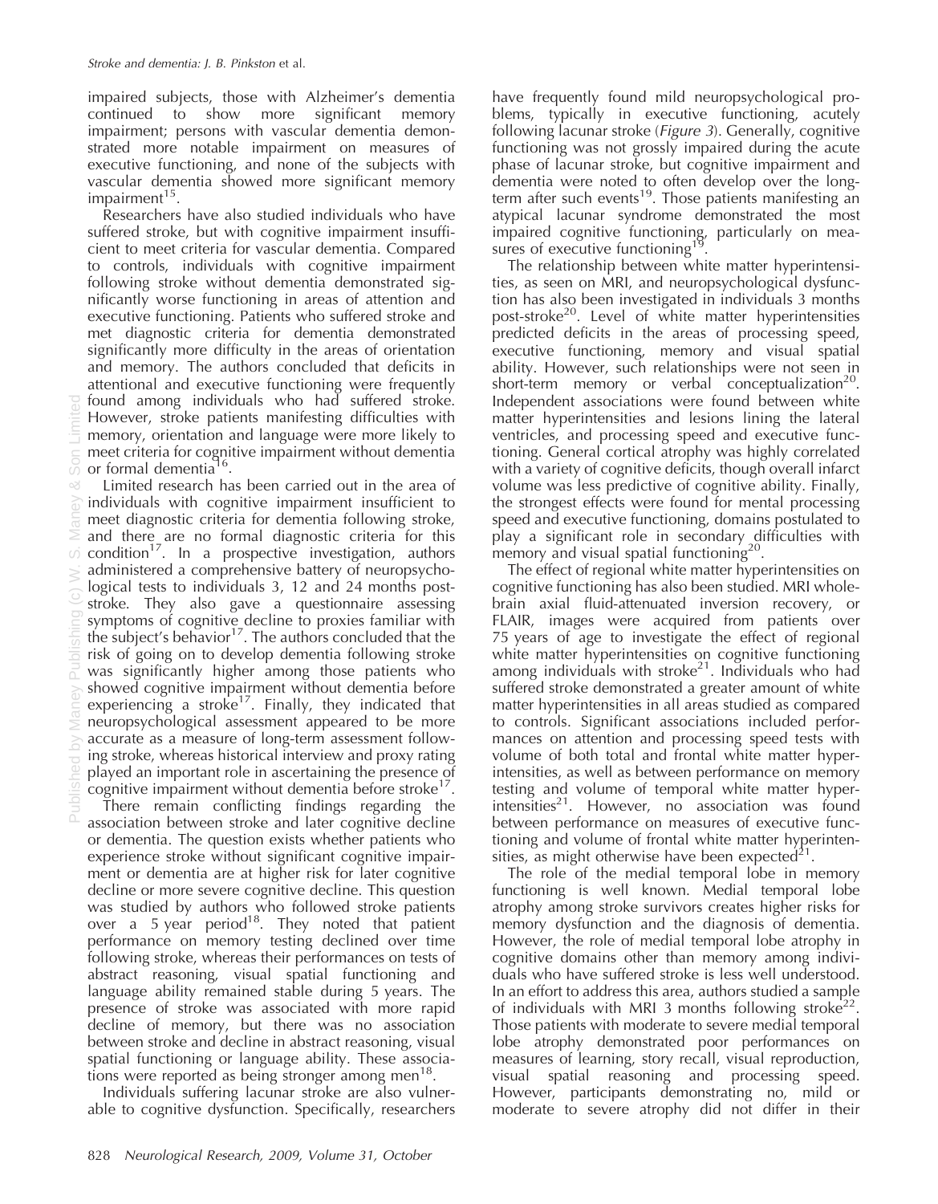impaired subjects, those with Alzheimer's dementia continued to show more significant memory impairment; persons with vascular dementia demonstrated more notable impairment on measures of executive functioning, and none of the subjects with vascular dementia showed more significant memory impairment[15].

Researchers have also studied individuals who have suffered stroke, but with cognitive impairment insufficient to meet criteria for vascular dementia. Compared to controls, individuals with cognitive impairment following stroke without dementia demonstrated significantly worse functioning in areas of attention and executive functioning. Patients who suffered stroke and met diagnostic criteria for dementia demonstrated significantly more difficulty in the areas of orientation and memory. The authors concluded that deficits in attentional and executive functioning were frequently found among individuals who had suffered stroke. However, stroke patients manifesting difficulties with memory, orientation and language were more likely to meet criteria for cognitive impairment without dementia or formal dementia[16].

Limited research has been carried out in the area of individuals with cognitive impairment insufficient to meet diagnostic criteria for dementia following stroke, and there are no formal diagnostic criteria for this condition[17]. In a prospective investigation, authors administered a comprehensive battery of neuropsychological tests to individuals 3, 12 and 24 months post-stroke. They also gave a questionnaire assessing symptoms of cognitive decline to proxies familiar with the subject's behavior[17]. The authors concluded that the risk of going on to develop dementia following stroke was significantly higher among those patients who showed cognitive impairment without dementia before experiencing a stroke[17]. Finally, they indicated that neuropsychological assessment appeared to be more accurate as a measure of long-term assessment following stroke, whereas historical interview and proxy rating played an important role in ascertaining the presence of cognitive impairment without dementia before stroke[17].

There remain conflicting findings regarding the association between stroke and later cognitive decline or dementia. The question exists whether patients who experience stroke without significant cognitive impairment or dementia are at higher risk for later cognitive decline or more severe cognitive decline. This question was studied by authors who followed stroke patients over a 5 year period[18]. They noted that patient performance on memory testing declined over time following stroke, whereas their performances on tests of abstract reasoning, visual spatial functioning and language ability remained stable during 5 years. The presence of stroke was associated with more rapid decline of memory, but there was no association between stroke and decline in abstract reasoning, visual spatial functioning or language ability. These associations were reported as being stronger among men[18].

Individuals suffering lacunar stroke are also vulnerable to cognitive dysfunction. Specifically, researchers have frequently found mild neuropsychological problems, typically in executive functioning, acutely following lacunar stroke (*Figure 3*). Generally, cognitive functioning was not grossly impaired during the acute phase of lacunar stroke, but cognitive impairment and dementia were noted to often develop over the long-term after such events[19]. Those patients manifesting an atypical lacunar syndrome demonstrated the most impaired cognitive functioning, particularly on measures of executive functioning[19].

The relationship between white matter hyperintensities, as seen on MRI, and neuropsychological dysfunction has also been investigated in individuals 3 months post-stroke[20]. Level of white matter hyperintensities predicted deficits in the areas of processing speed, executive functioning, memory and visual spatial ability. However, such relationships were not seen in short-term memory or verbal conceptualization[20]. Independent associations were found between white matter hyperintensities and lesions lining the lateral ventricles, and processing speed and executive functioning. General cortical atrophy was highly correlated with a variety of cognitive deficits, though overall infarct volume was less predictive of cognitive ability. Finally, the strongest effects were found for mental processing speed and executive functioning, domains postulated to play a significant role in secondary difficulties with memory and visual spatial functioning[20].

The effect of regional white matter hyperintensities on cognitive functioning has also been studied. MRI whole-brain axial fluid-attenuated inversion recovery, or FLAIR, images were acquired from patients over 75 years of age to investigate the effect of regional white matter hyperintensities on cognitive functioning among individuals with stroke[21]. Individuals who had suffered stroke demonstrated a greater amount of white matter hyperintensities in all areas studied as compared to controls. Significant associations included performances on attention and processing speed tests with volume of both total and frontal white matter hyperintensities, as well as between performance on memory testing and volume of temporal white matter hyperintensities[21]. However, no association was found between performance on measures of executive functioning and volume of frontal white matter hyperintensities, as might otherwise have been expected[21].

The role of the medial temporal lobe in memory functioning is well known. Medial temporal lobe atrophy among stroke survivors creates higher risks for memory dysfunction and the diagnosis of dementia. However, the role of medial temporal lobe atrophy in cognitive domains other than memory among individuals who have suffered stroke is less well understood. In an effort to address this area, authors studied a sample of individuals with MRI 3 months following stroke[22]. Those patients with moderate to severe medial temporal lobe atrophy demonstrated poor performances on measures of learning, story recall, visual reproduction, visual spatial reasoning and processing speed. However, participants demonstrating no, mild or moderate to severe atrophy did not differ in their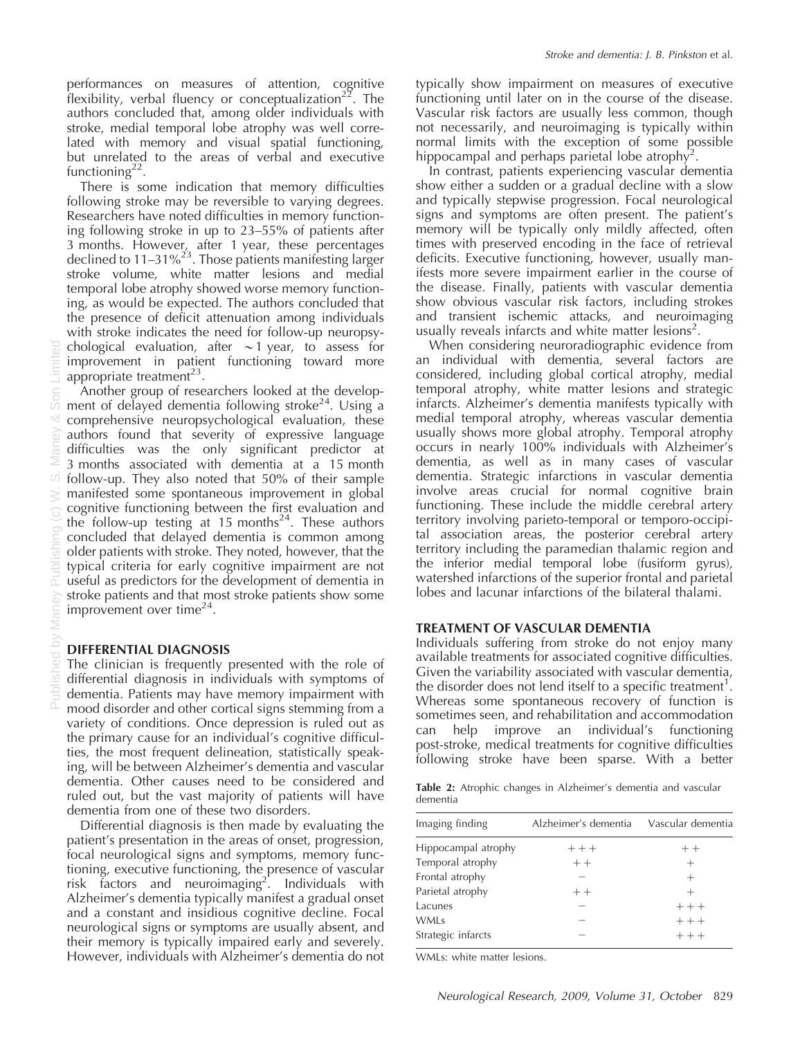performances on measures of attention, cognitive flexibility, verbal fluency or conceptualization[22]. The authors concluded that, among older individuals with stroke, medial temporal lobe atrophy was well correlated with memory and visual spatial functioning, but unrelated to the areas of verbal and executive functioning[22].

There is some indication that memory difficulties following stroke may be reversible to varying degrees. Researchers have noted difficulties in memory functioning following stroke in up to 23–55% of patients after 3 months. However, after 1 year, these percentages declined to 11–31%[23]. Those patients manifesting larger stroke volume, white matter lesions and medial temporal lobe atrophy showed worse memory functioning, as would be expected. The authors concluded that the presence of deficit attenuation among individuals with stroke indicates the need for follow-up neuropsychological evaluation, after ~1 year, to assess for improvement in patient functioning toward more appropriate treatment[23].

Another group of researchers looked at the development of delayed dementia following stroke[24]. Using a comprehensive neuropsychological evaluation, these authors found that severity of expressive language difficulties was the only significant predictor at 3 months associated with dementia at a 15 month follow-up. They also noted that 50% of their sample manifested some spontaneous improvement in global cognitive functioning between the first evaluation and the follow-up testing at 15 months[24]. These authors concluded that delayed dementia is common among older patients with stroke. They noted, however, that the typical criteria for early cognitive impairment are not useful as predictors for the development of dementia in stroke patients and that most stroke patients show some improvement over time[24].

## DIFFERENTIAL DIAGNOSIS

The clinician is frequently presented with the role of differential diagnosis in individuals with symptoms of dementia. Patients may have memory impairment with mood disorder and other cortical signs stemming from a variety of conditions. Once depression is ruled out as the primary cause for an individual's cognitive difficulties, the most frequent delineation, statistically speaking, will be between Alzheimer's dementia and vascular dementia. Other causes need to be considered and ruled out, but the vast majority of patients will have dementia from one of these two disorders.

Differential diagnosis is then made by evaluating the patient's presentation in the areas of onset, progression, focal neurological signs and symptoms, memory functioning, executive functioning, the presence of vascular risk factors and neuroimaging[2]. Individuals with Alzheimer's dementia typically manifest a gradual onset and a constant and insidious cognitive decline. Focal neurological signs or symptoms are usually absent, and their memory is typically impaired early and severely. However, individuals with Alzheimer's dementia do not typically show impairment on measures of executive functioning until later on in the course of the disease. Vascular risk factors are usually less common, though not necessarily, and neuroimaging is typically within normal limits with the exception of some possible hippocampal and perhaps parietal lobe atrophy[2].

In contrast, patients experiencing vascular dementia show either a sudden or a gradual decline with a slow and typically stepwise progression. Focal neurological signs and symptoms are often present. The patient's memory will be typically only mildly affected, often times with preserved encoding in the face of retrieval deficits. Executive functioning, however, usually manifests more severe impairment earlier in the course of the disease. Finally, patients with vascular dementia show obvious vascular risk factors, including strokes and transient ischemic attacks, and neuroimaging usually reveals infarcts and white matter lesions[2].

When considering neuroradiographic evidence from an individual with dementia, several factors are considered, including global cortical atrophy, medial temporal atrophy, white matter lesions and strategic infarcts. Alzheimer's dementia manifests typically with medial temporal atrophy, whereas vascular dementia usually shows more global atrophy. Temporal atrophy occurs in nearly 100% individuals with Alzheimer's dementia, as well as in many cases of vascular dementia. Strategic infarctions in vascular dementia involve areas crucial for normal cognitive brain functioning. These include the middle cerebral artery territory involving parieto-temporal or temporo-occipital association areas, the posterior cerebral artery territory including the paramedian thalamic region and the inferior medial temporal lobe (fusiform gyrus), watershed infarctions of the superior frontal and parietal lobes and lacunar infarctions of the bilateral thalami.

## TREATMENT OF VASCULAR DEMENTIA

Individuals suffering from stroke do not enjoy many available treatments for associated cognitive difficulties. Given the variability associated with vascular dementia, the disorder does not lend itself to a specific treatment[1]. Whereas some spontaneous recovery of function is sometimes seen, and rehabilitation and accommodation can help improve an individual's functioning post-stroke, medical treatments for cognitive difficulties following stroke have been sparse. With a better

**Table 2:** Atrophic changes in Alzheimer's dementia and vascular dementia

| Imaging finding | Alzheimer's dementia | Vascular dementia |
|---|---|---|
| Hippocampal atrophy | +++ | ++ |
| Temporal atrophy | ++ | + |
| Frontal atrophy | − | + |
| Parietal atrophy | ++ | + |
| Lacunes | − | +++ |
| WMLs | − | +++ |
| Strategic infarcts | − | +++ |

WMLs: white matter lesions.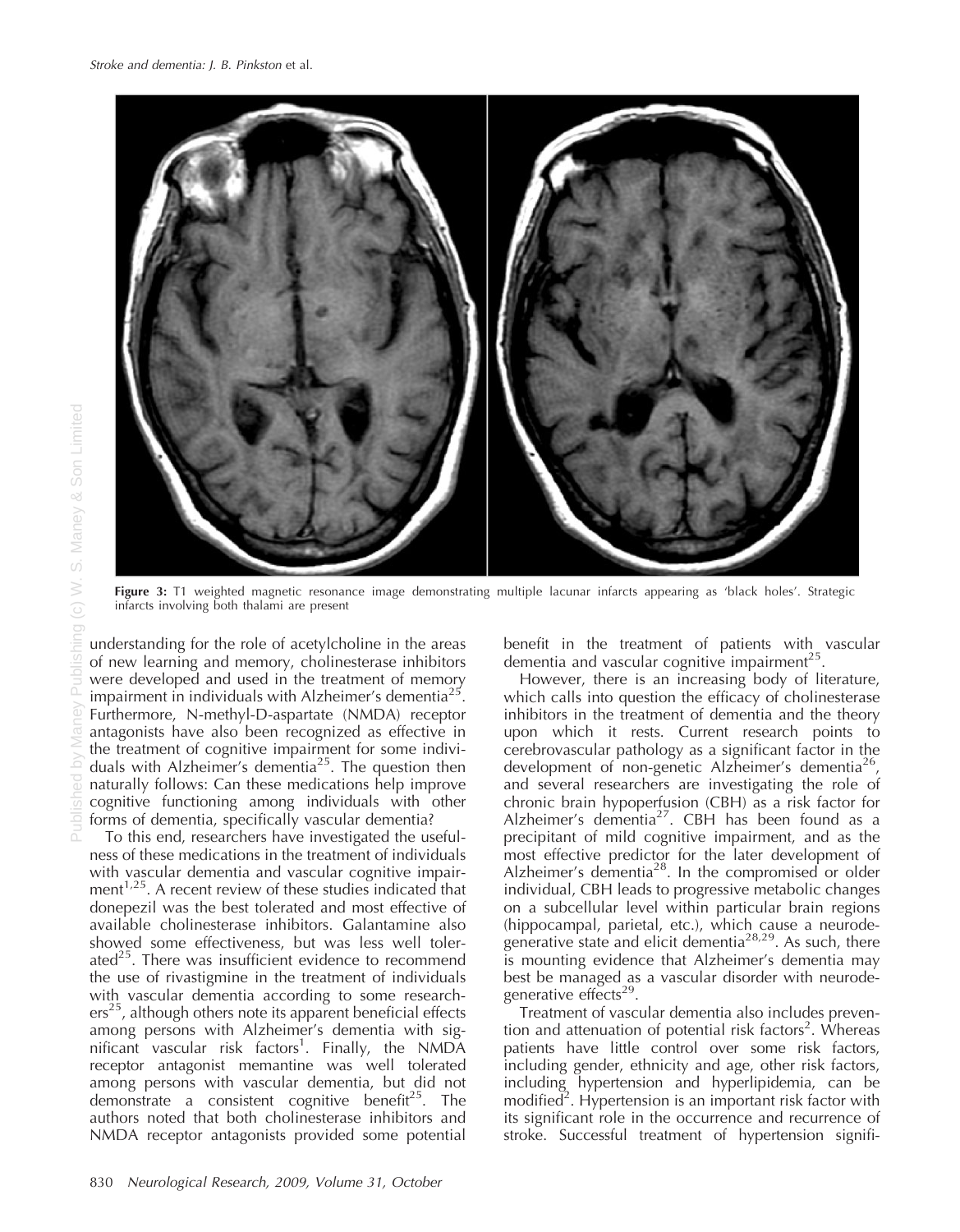**Figure 3:** T1 weighted magnetic resonance image demonstrating multiple lacunar infarcts appearing as 'black holes'. Strategic infarcts involving both thalami are present

understanding for the role of acetylcholine in the areas of new learning and memory, cholinesterase inhibitors were developed and used in the treatment of memory impairment in individuals with Alzheimer's dementia[25]. Furthermore, N-methyl-D-aspartate (NMDA) receptor antagonists have also been recognized as effective in the treatment of cognitive impairment for some individuals with Alzheimer's dementia[25]. The question then naturally follows: Can these medications help improve cognitive functioning among individuals with other forms of dementia, specifically vascular dementia?

To this end, researchers have investigated the usefulness of these medications in the treatment of individuals with vascular dementia and vascular cognitive impairment[1,25]. A recent review of these studies indicated that donepezil was the best tolerated and most effective of available cholinesterase inhibitors. Galantamine also showed some effectiveness, but was less well tolerated[25]. There was insufficient evidence to recommend the use of rivastigmine in the treatment of individuals with vascular dementia according to some researchers[25], although others note its apparent beneficial effects among persons with Alzheimer's dementia with significant vascular risk factors[1]. Finally, the NMDA receptor antagonist memantine was well tolerated among persons with vascular dementia, but did not demonstrate a consistent cognitive benefit[25]. The authors noted that both cholinesterase inhibitors and NMDA receptor antagonists provided some potential benefit in the treatment of patients with vascular dementia and vascular cognitive impairment[25].

However, there is an increasing body of literature, which calls into question the efficacy of cholinesterase inhibitors in the treatment of dementia and the theory upon which it rests. Current research points to cerebrovascular pathology as a significant factor in the development of non-genetic Alzheimer's dementia[26], and several researchers are investigating the role of chronic brain hypoperfusion (CBH) as a risk factor for Alzheimer's dementia[27]. CBH has been found as a precipitant of mild cognitive impairment, and as the most effective predictor for the later development of Alzheimer's dementia[28]. In the compromised or older individual, CBH leads to progressive metabolic changes on a subcellular level within particular brain regions (hippocampal, parietal, etc.), which cause a neurodegenerative state and elicit dementia[28,29]. As such, there is mounting evidence that Alzheimer's dementia may best be managed as a vascular disorder with neurodegenerative effects[29].

Treatment of vascular dementia also includes prevention and attenuation of potential risk factors[2]. Whereas patients have little control over some risk factors, including gender, ethnicity and age, other risk factors, including hypertension and hyperlipidemia, can be modified[2]. Hypertension is an important risk factor with its significant role in the occurrence and recurrence of stroke. Successful treatment of hypertension signifi-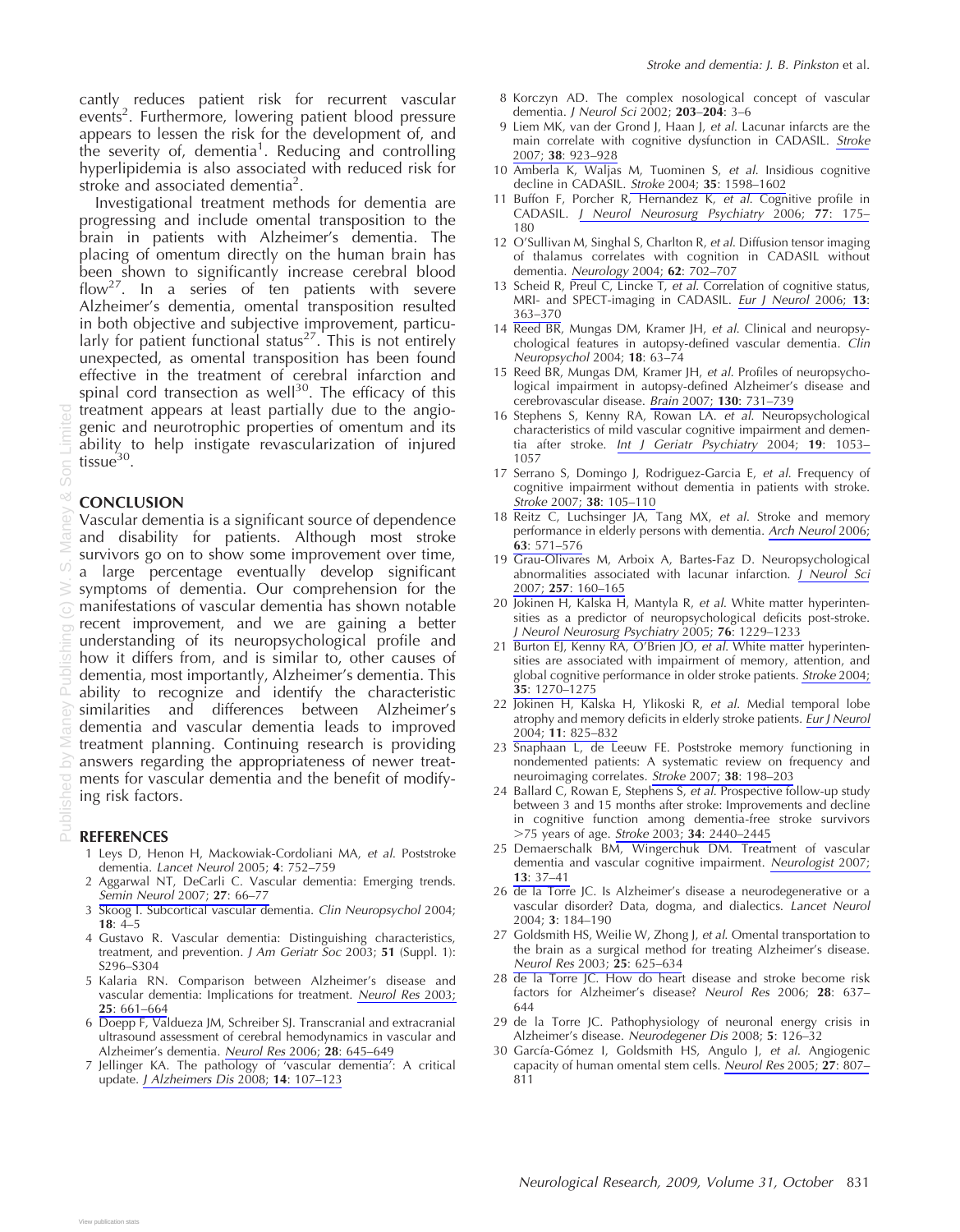cantly reduces patient risk for recurrent vascular events[2]. Furthermore, lowering patient blood pressure appears to lessen the risk for the development of, and the severity of, dementia[1]. Reducing and controlling hyperlipidemia is also associated with reduced risk for stroke and associated dementia[2].

Investigational treatment methods for dementia are progressing and include omental transposition to the brain in patients with Alzheimer's dementia. The placing of omentum directly on the human brain has been shown to significantly increase cerebral blood flow[27]. In a series of ten patients with severe Alzheimer's dementia, omental transposition resulted in both objective and subjective improvement, particularly for patient functional status[27]. This is not entirely unexpected, as omental transposition has been found effective in the treatment of cerebral infarction and spinal cord transection as well[30]. The efficacy of this treatment appears at least partially due to the angiogenic and neurotrophic properties of omentum and its ability to help instigate revascularization of injured tissue[30].

## CONCLUSION

Vascular dementia is a significant source of dependence and disability for patients. Although most stroke survivors go on to show some improvement over time, a large percentage eventually develop significant symptoms of dementia. Our comprehension for the manifestations of vascular dementia has shown notable recent improvement, and we are gaining a better understanding of its neuropsychological profile and how it differs from, and is similar to, other causes of dementia, most importantly, Alzheimer's dementia. This ability to recognize and identify the characteristic similarities and differences between Alzheimer's dementia and vascular dementia leads to improved treatment planning. Continuing research is providing answers regarding the appropriateness of newer treatments for vascular dementia and the benefit of modifying risk factors.

## REFERENCES

1 Leys D, Henon H, Mackowiak-Cordoliani MA, *et al.* Poststroke dementia. *Lancet Neurol* 2005; **4**: 752–759
2 Aggarwal NT, DeCarli C. Vascular dementia: Emerging trends. *Semin Neurol* 2007; **27**: 66–77
3 Skoog I. Subcortical vascular dementia. *Clin Neuropsychol* 2004; **18**: 4–5
4 Gustavo R. Vascular dementia: Distinguishing characteristics, treatment, and prevention. *J Am Geriatr Soc* 2003; **51** (Suppl. 1): S296–S304
5 Kalaria RN. Comparison between Alzheimer's disease and vascular dementia: Implications for treatment. *Neurol Res* 2003; **25**: 661–664
6 Doepp F, Valdueza JM, Schreiber SJ. Transcranial and extracranial ultrasound assessment of cerebral hemodynamics in vascular and Alzheimer's dementia. *Neurol Res* 2006; **28**: 645–649
7 Jellinger KA. The pathology of 'vascular dementia': A critical update. *J Alzheimers Dis* 2008; **14**: 107–123
8 Korczyn AD. The complex nosological concept of vascular dementia. *J Neurol Sci* 2002; **203–204**: 3–6
9 Liem MK, van der Grond J, Haan J, *et al.* Lacunar infarcts are the main correlate with cognitive dysfunction in CADASIL. *Stroke* 2007; **38**: 923–928
10 Amberla K, Waljas M, Tuominen S, *et al.* Insidious cognitive decline in CADASIL. *Stroke* 2004; **35**: 1598–1602
11 Buffon F, Porcher R, Hernandez K, *et al.* Cognitive profile in CADASIL. *J Neurol Neurosurg Psychiatry* 2006; **77**: 175–180
12 O'Sullivan M, Singhal S, Charlton R, *et al.* Diffusion tensor imaging of thalamus correlates with cognition in CADASIL without dementia. *Neurology* 2004; **62**: 702–707
13 Scheid R, Preul C, Lincke T, *et al.* Correlation of cognitive status, MRI- and SPECT-imaging in CADASIL. *Eur J Neurol* 2006; **13**: 363–370
14 Reed BR, Mungas DM, Kramer JH, *et al.* Clinical and neuropsychological features in autopsy-defined vascular dementia. *Clin Neuropsychol* 2004; **18**: 63–74
15 Reed BR, Mungas DM, Kramer JH, *et al.* Profiles of neuropsychological impairment in autopsy-defined Alzheimer's disease and cerebrovascular disease. *Brain* 2007; **130**: 731–739
16 Stephens S, Kenny RA, Rowan LA. *et al.* Neuropsychological characteristics of mild vascular cognitive impairment and dementia after stroke. *Int J Geriatr Psychiatry* 2004; **19**: 1053–1057
17 Serrano S, Domingo J, Rodriguez-Garcia E, *et al.* Frequency of cognitive impairment without dementia in patients with stroke. *Stroke* 2007; **38**: 105–110
18 Reitz C, Luchsinger JA, Tang MX, *et al.* Stroke and memory performance in elderly persons with dementia. *Arch Neurol* 2006; **63**: 571–576
19 Grau-Olivares M, Arboix A, Bartes-Faz D. Neuropsychological abnormalities associated with lacunar infarction. *J Neurol Sci* 2007; **257**: 160–165
20 Jokinen H, Kalska H, Mantyla R, *et al.* White matter hyperintensities as a predictor of neuropsychological deficits post-stroke. *J Neurol Neurosurg Psychiatry* 2005; **76**: 1229–1233
21 Burton EJ, Kenny RA, O'Brien JO, *et al.* White matter hyperintensities are associated with impairment of memory, attention, and global cognitive performance in older stroke patients. *Stroke* 2004; **35**: 1270–1275
22 Jokinen H, Kalska H, Ylikoski R, *et al.* Medial temporal lobe atrophy and memory deficits in elderly stroke patients. *Eur J Neurol* 2004; **11**: 825–832
23 Snaphaan L, de Leeuw FE. Poststroke memory functioning in nondemented patients: A systematic review on frequency and neuroimaging correlates. *Stroke* 2007; **38**: 198–203
24 Ballard C, Rowan E, Stephens S, *et al.* Prospective follow-up study between 3 and 15 months after stroke: Improvements and decline in cognitive function among dementia-free stroke survivors >75 years of age. *Stroke* 2003; **34**: 2440–2445
25 Demaerschalk BM, Wingerchuk DM. Treatment of vascular dementia and vascular cognitive impairment. *Neurologist* 2007; **13**: 37–41
26 de la Torre JC. Is Alzheimer's disease a neurodegenerative or a vascular disorder? Data, dogma, and dialectics. *Lancet Neurol* 2004; **3**: 184–190
27 Goldsmith HS, Weilie W, Zhong J, *et al.* Omental transportation to the brain as a surgical method for treating Alzheimer's disease. *Neurol Res* 2003; **25**: 625–634
28 de la Torre JC. How do heart disease and stroke become risk factors for Alzheimer's disease? *Neurol Res* 2006; **28**: 637–644
29 de la Torre JC. Pathophysiology of neuronal energy crisis in Alzheimer's disease. *Neurodegener Dis* 2008; **5**: 126–32
30 García-Gómez I, Goldsmith HS, Angulo J, *et al.* Angiogenic capacity of human omental stem cells. *Neurol Res* 2005; **27**: 807–811